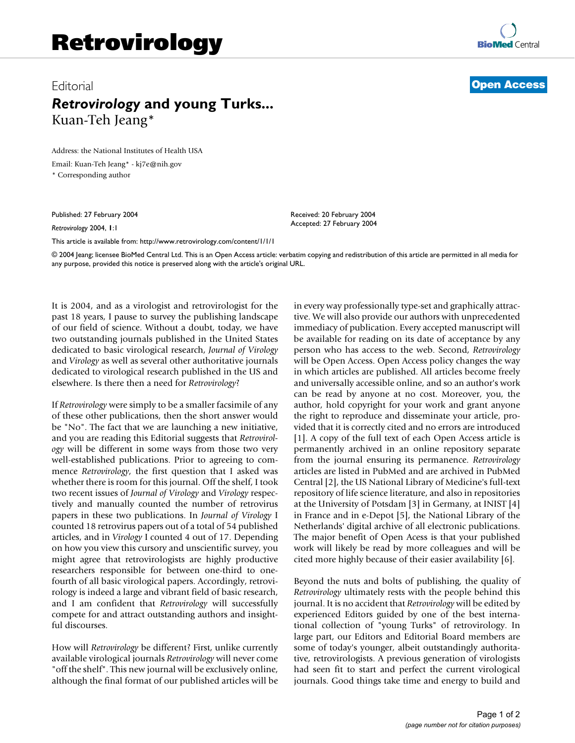# Retrovirology

Editorial

**Open Access**

## *Retrovirology* and young Turks...

Kuan-Teh Jeang*

Address: the National Institutes of Health USA

Email: Kuan-Teh Jeang* - kj7e@nih.gov

* Corresponding author

Published: 27 February 2004

*Retrovirology* 2004, **1**:1

Received: 20 February 2004

Accepted: 27 February 2004

This article is available from: http://www.retrovirology.com/content/1/1/1

© 2004 Jeang; licensee BioMed Central Ltd. This is an Open Access article: verbatim copying and redistribution of this article are permitted in all media for any purpose, provided this notice is preserved along with the article's original URL.

It is 2004, and as a virologist and retrovirologist for the past 18 years, I pause to survey the publishing landscape of our field of science. Without a doubt, today, we have two outstanding journals published in the United States dedicated to basic virological research, *Journal of Virology* and *Virology* as well as several other authoritative journals dedicated to virological research published in the US and elsewhere. Is there then a need for *Retrovirology*?

If *Retrovirology* were simply to be a smaller facsimile of any of these other publications, then the short answer would be "No". The fact that we are launching a new initiative, and you are reading this Editorial suggests that *Retrovirology* will be different in some ways from those two very well-established publications. Prior to agreeing to commence *Retrovirology*, the first question that I asked was whether there is room for this journal. Off the shelf, I took two recent issues of *Journal of Virology* and *Virology* respectively and manually counted the number of retrovirus papers in these two publications. In *Journal of Virology* I counted 18 retrovirus papers out of a total of 54 published articles, and in *Virology* I counted 4 out of 17. Depending on how you view this cursory and unscientific survey, you might agree that retrovirologists are highly productive researchers responsible for between one-third to one-fourth of all basic virological papers. Accordingly, retrovirology is indeed a large and vibrant field of basic research, and I am confident that *Retrovirology* will successfully compete for and attract outstanding authors and insightful discourses.

How will *Retrovirology* be different? First, unlike currently available virological journals *Retrovirology* will never come "off the shelf". This new journal will be exclusively online, although the final format of our published articles will be in every way professionally type-set and graphically attractive. We will also provide our authors with unprecedented immediacy of publication. Every accepted manuscript will be available for reading on its date of acceptance by any person who has access to the web. Second, *Retrovirology* will be Open Access. Open Access policy changes the way in which articles are published. All articles become freely and universally accessible online, and so an author's work can be read by anyone at no cost. Moreover, you, the author, hold copyright for your work and grant anyone the right to reproduce and disseminate your article, provided that it is correctly cited and no errors are introduced [1]. A copy of the full text of each Open Access article is permanently archived in an online repository separate from the journal ensuring its permanence. *Retrovirology* articles are listed in PubMed and are archived in PubMed Central [2], the US National Library of Medicine's full-text repository of life science literature, and also in repositories at the University of Potsdam [3] in Germany, at INIST [4] in France and in e-Depot [5], the National Library of the Netherlands' digital archive of all electronic publications. The major benefit of Open Acess is that your published work will likely be read by more colleagues and will be cited more highly because of their easier availability [6].

Beyond the nuts and bolts of publishing, the quality of *Retrovirology* ultimately rests with the people behind this journal. It is no accident that *Retrovirology* will be edited by experienced Editors guided by one of the best international collection of "young Turks" of retrovirology. In large part, our Editors and Editorial Board members are some of today's younger, albeit outstandingly authoritative, retrovirologists. A previous generation of virologists had seen fit to start and perfect the current virological journals. Good things take time and energy to build and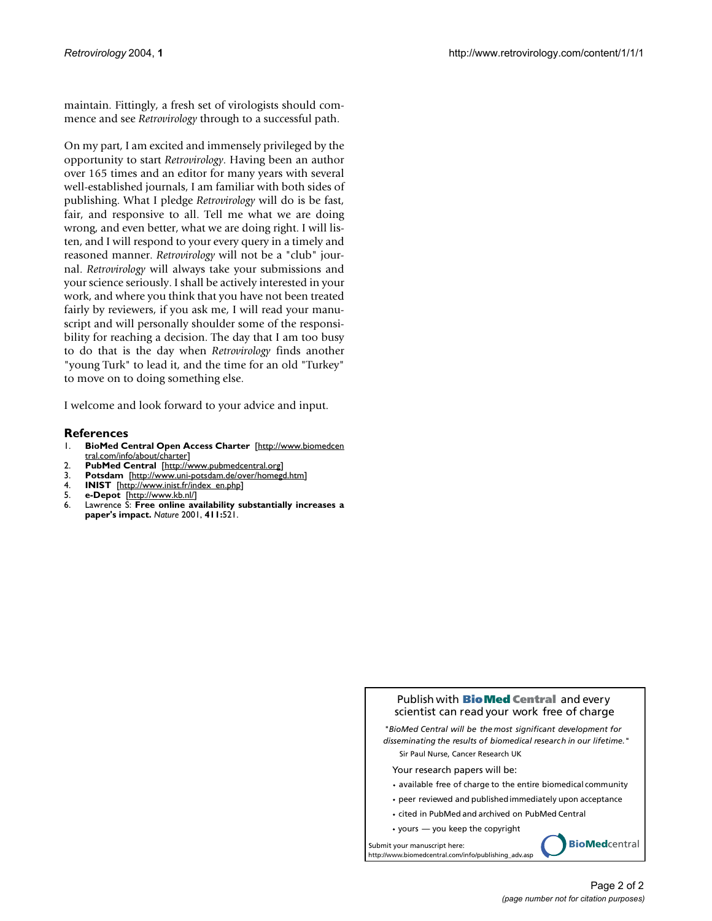maintain. Fittingly, a fresh set of virologists should commence and see *Retrovirology* through to a successful path.

On my part, I am excited and immensely privileged by the opportunity to start *Retrovirology*. Having been an author over 165 times and an editor for many years with several well-established journals, I am familiar with both sides of publishing. What I pledge *Retrovirology* will do is be fast, fair, and responsive to all. Tell me what we are doing wrong, and even better, what we are doing right. I will listen, and I will respond to your every query in a timely and reasoned manner. *Retrovirology* will not be a "club" journal. *Retrovirology* will always take your submissions and your science seriously. I shall be actively interested in your work, and where you think that you have not been treated fairly by reviewers, if you ask me, I will read your manuscript and will personally shoulder some of the responsibility for reaching a decision. The day that I am too busy to do that is the day when *Retrovirology* finds another "young Turk" to lead it, and the time for an old "Turkey" to move on to doing something else.

I welcome and look forward to your advice and input.

## References

1. **BioMed Central Open Access Charter** [http://www.biomedcentral.com/info/about/charter]
2. **PubMed Central** [http://www.pubmedcentral.org]
3. **Potsdam** [http://www.uni-potsdam.de/over/homegd.htm]
4. **INIST** [http://www.inist.fr/index_en.php]
5. **e-Depot** [http://www.kb.nl/]
6. Lawrence S: **Free online availability substantially increases a paper's impact.** *Nature* 2001, **411:**521.

Publish with **BioMed Central** and every scientist can read your work free of charge

*"BioMed Central will be the most significant development for disseminating the results of biomedical research in our lifetime."*
Sir Paul Nurse, Cancer Research UK

Your research papers will be:

- available free of charge to the entire biomedical community
- peer reviewed and published immediately upon acceptance
- cited in PubMed and archived on PubMed Central
- yours — you keep the copyright

Submit your manuscript here:
http://www.biomedcentral.com/info/publishing_adv.asp

**BioMed**central